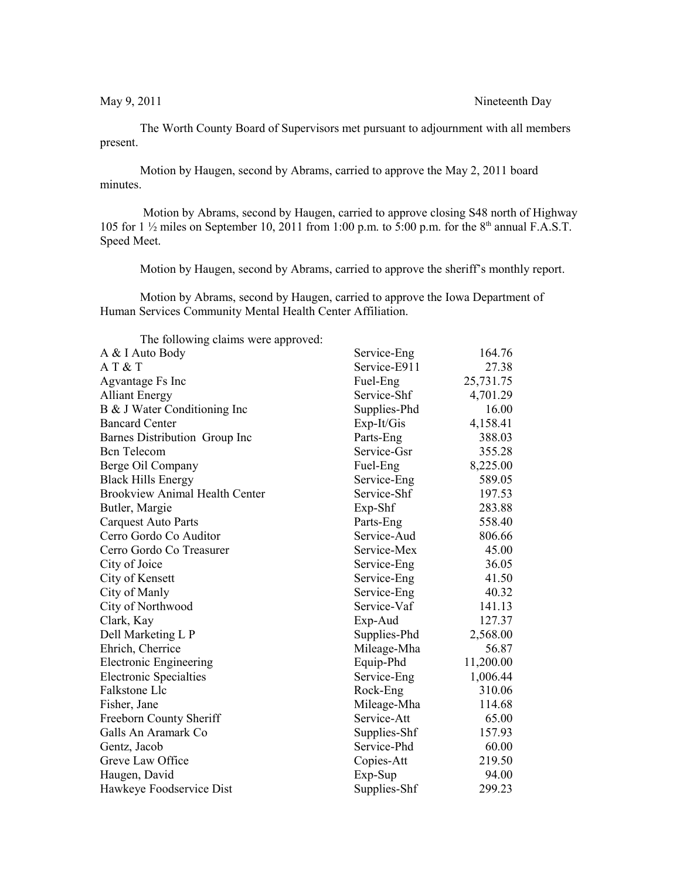May 9, 2011 Nineteenth Day

The Worth County Board of Supervisors met pursuant to adjournment with all members present.

Motion by Haugen, second by Abrams, carried to approve the May 2, 2011 board minutes.

Motion by Abrams, second by Haugen, carried to approve closing S48 north of Highway 105 for 1 ½ miles on September 10, 2011 from 1:00 p.m. to 5:00 p.m. for the 8th annual F.A.S.T. Speed Meet.

Motion by Haugen, second by Abrams, carried to approve the sheriff's monthly report.

Motion by Abrams, second by Haugen, carried to approve the Iowa Department of Human Services Community Mental Health Center Affiliation.

The following claims were approved:

| | | |
|---|---|---|
| A & I Auto Body | Service-Eng | 164.76 |
| A T & T | Service-E911 | 27.38 |
| Agvantage Fs Inc | Fuel-Eng | 25,731.75 |
| Alliant Energy | Service-Shf | 4,701.29 |
| B & J Water Conditioning Inc | Supplies-Phd | 16.00 |
| Bancard Center | Exp-It/Gis | 4,158.41 |
| Barnes Distribution Group Inc | Parts-Eng | 388.03 |
| Bcn Telecom | Service-Gsr | 355.28 |
| Berge Oil Company | Fuel-Eng | 8,225.00 |
| Black Hills Energy | Service-Eng | 589.05 |
| Brookview Animal Health Center | Service-Shf | 197.53 |
| Butler, Margie | Exp-Shf | 283.88 |
| Carquest Auto Parts | Parts-Eng | 558.40 |
| Cerro Gordo Co Auditor | Service-Aud | 806.66 |
| Cerro Gordo Co Treasurer | Service-Mex | 45.00 |
| City of Joice | Service-Eng | 36.05 |
| City of Kensett | Service-Eng | 41.50 |
| City of Manly | Service-Eng | 40.32 |
| City of Northwood | Service-Vaf | 141.13 |
| Clark, Kay | Exp-Aud | 127.37 |
| Dell Marketing L P | Supplies-Phd | 2,568.00 |
| Ehrich, Cherrice | Mileage-Mha | 56.87 |
| Electronic Engineering | Equip-Phd | 11,200.00 |
| Electronic Specialties | Service-Eng | 1,006.44 |
| Falkstone Llc | Rock-Eng | 310.06 |
| Fisher, Jane | Mileage-Mha | 114.68 |
| Freeborn County Sheriff | Service-Att | 65.00 |
| Galls An Aramark Co | Supplies-Shf | 157.93 |
| Gentz, Jacob | Service-Phd | 60.00 |
| Greve Law Office | Copies-Att | 219.50 |
| Haugen, David | Exp-Sup | 94.00 |
| Hawkeye Foodservice Dist | Supplies-Shf | 299.23 |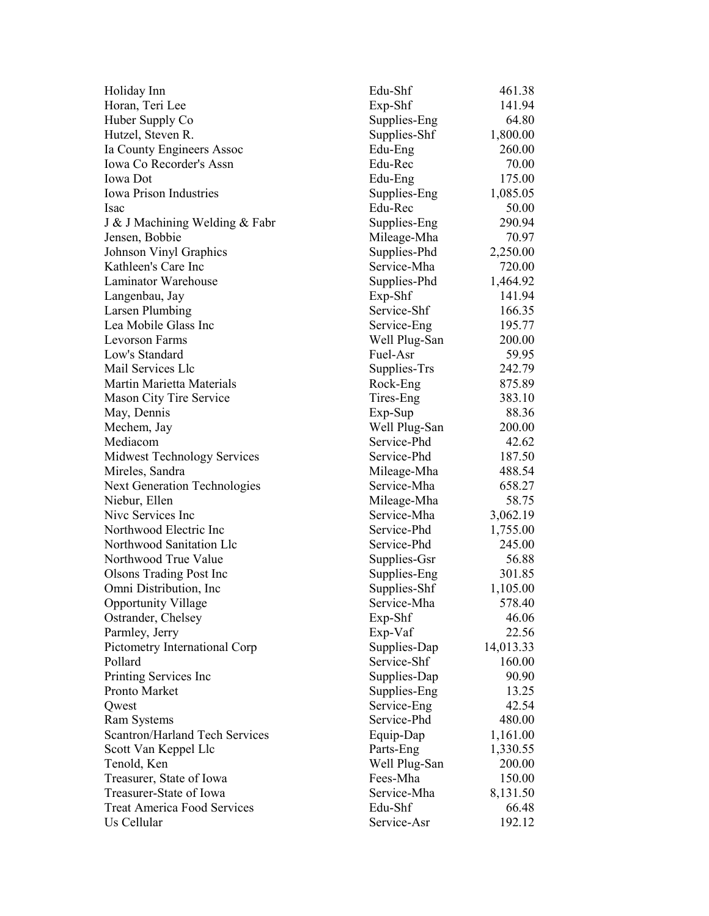| | | |
|---|---|---|
| Holiday Inn | Edu-Shf | 461.38 |
| Horan, Teri Lee | Exp-Shf | 141.94 |
| Huber Supply Co | Supplies-Eng | 64.80 |
| Hutzel, Steven R. | Supplies-Shf | 1,800.00 |
| Ia County Engineers Assoc | Edu-Eng | 260.00 |
| Iowa Co Recorder's Assn | Edu-Rec | 70.00 |
| Iowa Dot | Edu-Eng | 175.00 |
| Iowa Prison Industries | Supplies-Eng | 1,085.05 |
| Isac | Edu-Rec | 50.00 |
| J & J Machining Welding & Fabr | Supplies-Eng | 290.94 |
| Jensen, Bobbie | Mileage-Mha | 70.97 |
| Johnson Vinyl Graphics | Supplies-Phd | 2,250.00 |
| Kathleen's Care Inc | Service-Mha | 720.00 |
| Laminator Warehouse | Supplies-Phd | 1,464.92 |
| Langenbau, Jay | Exp-Shf | 141.94 |
| Larsen Plumbing | Service-Shf | 166.35 |
| Lea Mobile Glass Inc | Service-Eng | 195.77 |
| Levorson Farms | Well Plug-San | 200.00 |
| Low's Standard | Fuel-Asr | 59.95 |
| Mail Services Llc | Supplies-Trs | 242.79 |
| Martin Marietta Materials | Rock-Eng | 875.89 |
| Mason City Tire Service | Tires-Eng | 383.10 |
| May, Dennis | Exp-Sup | 88.36 |
| Mechem, Jay | Well Plug-San | 200.00 |
| Mediacom | Service-Phd | 42.62 |
| Midwest Technology Services | Service-Phd | 187.50 |
| Mireles, Sandra | Mileage-Mha | 488.54 |
| Next Generation Technologies | Service-Mha | 658.27 |
| Niebur, Ellen | Mileage-Mha | 58.75 |
| Nivc Services Inc | Service-Mha | 3,062.19 |
| Northwood Electric Inc | Service-Phd | 1,755.00 |
| Northwood Sanitation Llc | Service-Phd | 245.00 |
| Northwood True Value | Supplies-Gsr | 56.88 |
| Olsons Trading Post Inc | Supplies-Eng | 301.85 |
| Omni Distribution, Inc | Supplies-Shf | 1,105.00 |
| Opportunity Village | Service-Mha | 578.40 |
| Ostrander, Chelsey | Exp-Shf | 46.06 |
| Parmley, Jerry | Exp-Vaf | 22.56 |
| Pictometry International Corp | Supplies-Dap | 14,013.33 |
| Pollard | Service-Shf | 160.00 |
| Printing Services Inc | Supplies-Dap | 90.90 |
| Pronto Market | Supplies-Eng | 13.25 |
| Qwest | Service-Eng | 42.54 |
| Ram Systems | Service-Phd | 480.00 |
| Scantron/Harland Tech Services | Equip-Dap | 1,161.00 |
| Scott Van Keppel Llc | Parts-Eng | 1,330.55 |
| Tenold, Ken | Well Plug-San | 200.00 |
| Treasurer, State of Iowa | Fees-Mha | 150.00 |
| Treasurer-State of Iowa | Service-Mha | 8,131.50 |
| Treat America Food Services | Edu-Shf | 66.48 |
| Us Cellular | Service-Asr | 192.12 |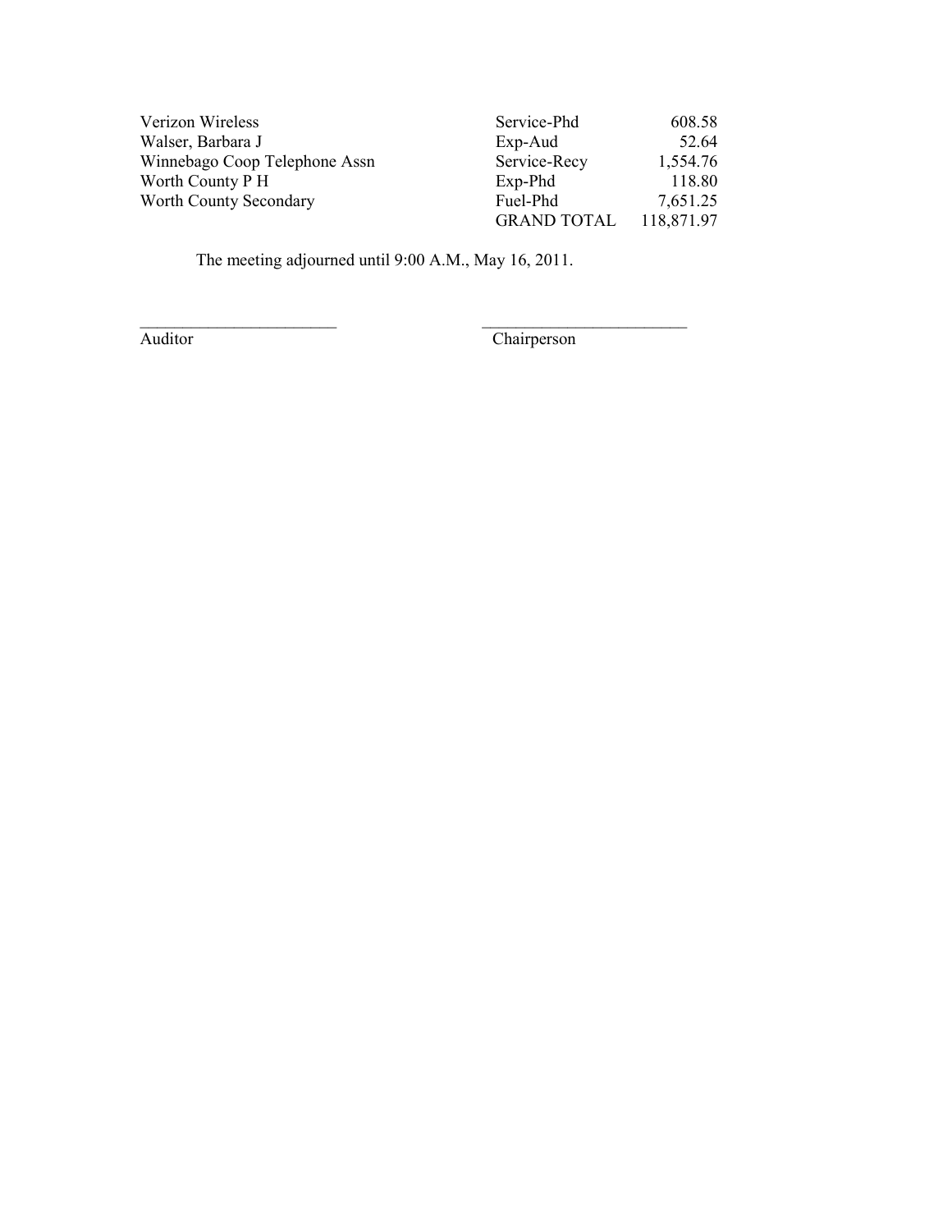| | | |
|---|---|---|
| Verizon Wireless | Service-Phd | 608.58 |
| Walser, Barbara J | Exp-Aud | 52.64 |
| Winnebago Coop Telephone Assn | Service-Recy | 1,554.76 |
| Worth County P H | Exp-Phd | 118.80 |
| Worth County Secondary | Fuel-Phd | 7,651.25 |
| | GRAND TOTAL | 118,871.97 |

The meeting adjourned until 9:00 A.M., May 16, 2011.

_______________________ _______________________

Auditor Chairperson